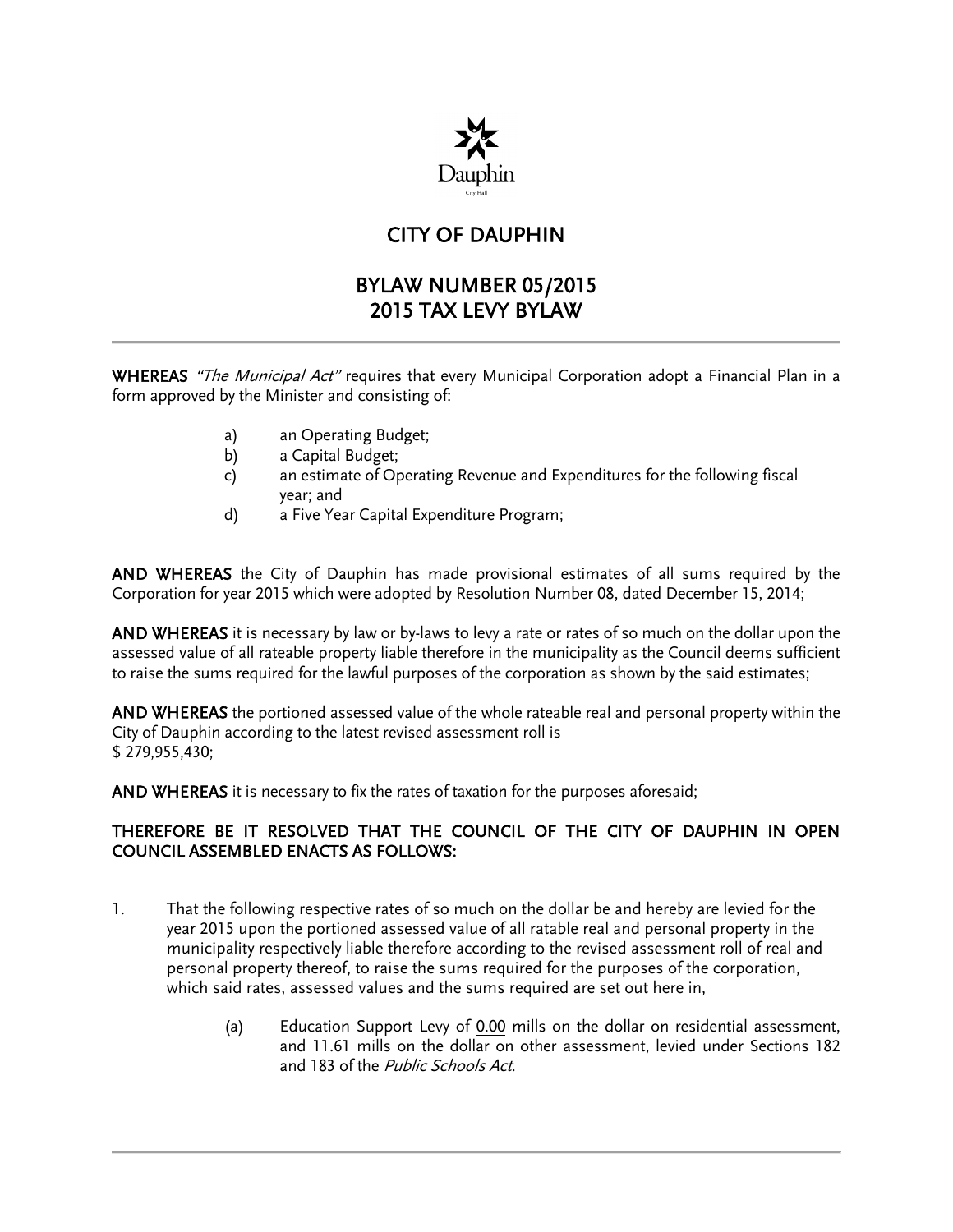# CITY OF DAUPHIN

## BYLAW NUMBER 05/2015
## 2015 TAX LEVY BYLAW

---

**WHEREAS** *"The Municipal Act"* requires that every Municipal Corporation adopt a Financial Plan in a form approved by the Minister and consisting of:

a) an Operating Budget;
b) a Capital Budget;
c) an estimate of Operating Revenue and Expenditures for the following fiscal year; and
d) a Five Year Capital Expenditure Program;

**AND WHEREAS** the City of Dauphin has made provisional estimates of all sums required by the Corporation for year 2015 which were adopted by Resolution Number 08, dated December 15, 2014;

**AND WHEREAS** it is necessary by law or by-laws to levy a rate or rates of so much on the dollar upon the assessed value of all rateable property liable therefore in the municipality as the Council deems sufficient to raise the sums required for the lawful purposes of the corporation as shown by the said estimates;

**AND WHEREAS** the portioned assessed value of the whole rateable real and personal property within the City of Dauphin according to the latest revised assessment roll is
$ 279,955,430;

**AND WHEREAS** it is necessary to fix the rates of taxation for the purposes aforesaid;

**THEREFORE BE IT RESOLVED THAT THE COUNCIL OF THE CITY OF DAUPHIN IN OPEN COUNCIL ASSEMBLED ENACTS AS FOLLOWS:**

1. That the following respective rates of so much on the dollar be and hereby are levied for the year 2015 upon the portioned assessed value of all ratable real and personal property in the municipality respectively liable therefore according to the revised assessment roll of real and personal property thereof, to raise the sums required for the purposes of the corporation, which said rates, assessed values and the sums required are set out here in,

   (a) Education Support Levy of 0.00 mills on the dollar on residential assessment, and 11.61 mills on the dollar on other assessment, levied under Sections 182 and 183 of the *Public Schools Act*.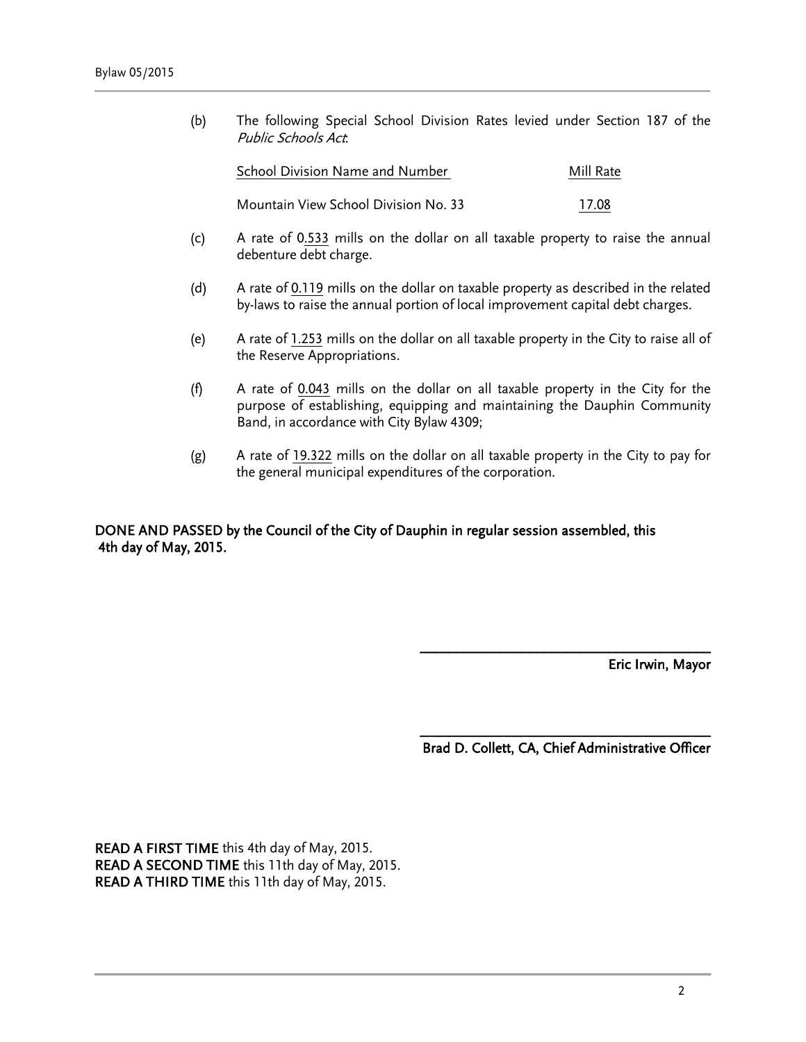(b) The following Special School Division Rates levied under Section 187 of the *Public Schools Act*:

| School Division Name and Number | Mill Rate |
| --- | --- |
| Mountain View School Division No. 33 | 17.08 |

(c) A rate of 0.533 mills on the dollar on all taxable property to raise the annual debenture debt charge.

(d) A rate of 0.119 mills on the dollar on taxable property as described in the related by-laws to raise the annual portion of local improvement capital debt charges.

(e) A rate of 1.253 mills on the dollar on all taxable property in the City to raise all of the Reserve Appropriations.

(f) A rate of 0.043 mills on the dollar on all taxable property in the City for the purpose of establishing, equipping and maintaining the Dauphin Community Band, in accordance with City Bylaw 4309;

(g) A rate of 19.322 mills on the dollar on all taxable property in the City to pay for the general municipal expenditures of the corporation.

**DONE AND PASSED by the Council of the City of Dauphin in regular session assembled, this 4th day of May, 2015.**

\_\_\_\_\_\_\_\_\_\_\_\_\_\_\_\_\_\_\_\_\_\_\_\_\_\_\_\_\_\_\_\_\_\_\_\_\_\_

**Eric Irwin, Mayor**

\_\_\_\_\_\_\_\_\_\_\_\_\_\_\_\_\_\_\_\_\_\_\_\_\_\_\_\_\_\_\_\_\_\_\_\_\_\_

**Brad D. Collett, CA, Chief Administrative Officer**

**READ A FIRST TIME** this 4th day of May, 2015.
**READ A SECOND TIME** this 11th day of May, 2015.
**READ A THIRD TIME** this 11th day of May, 2015.